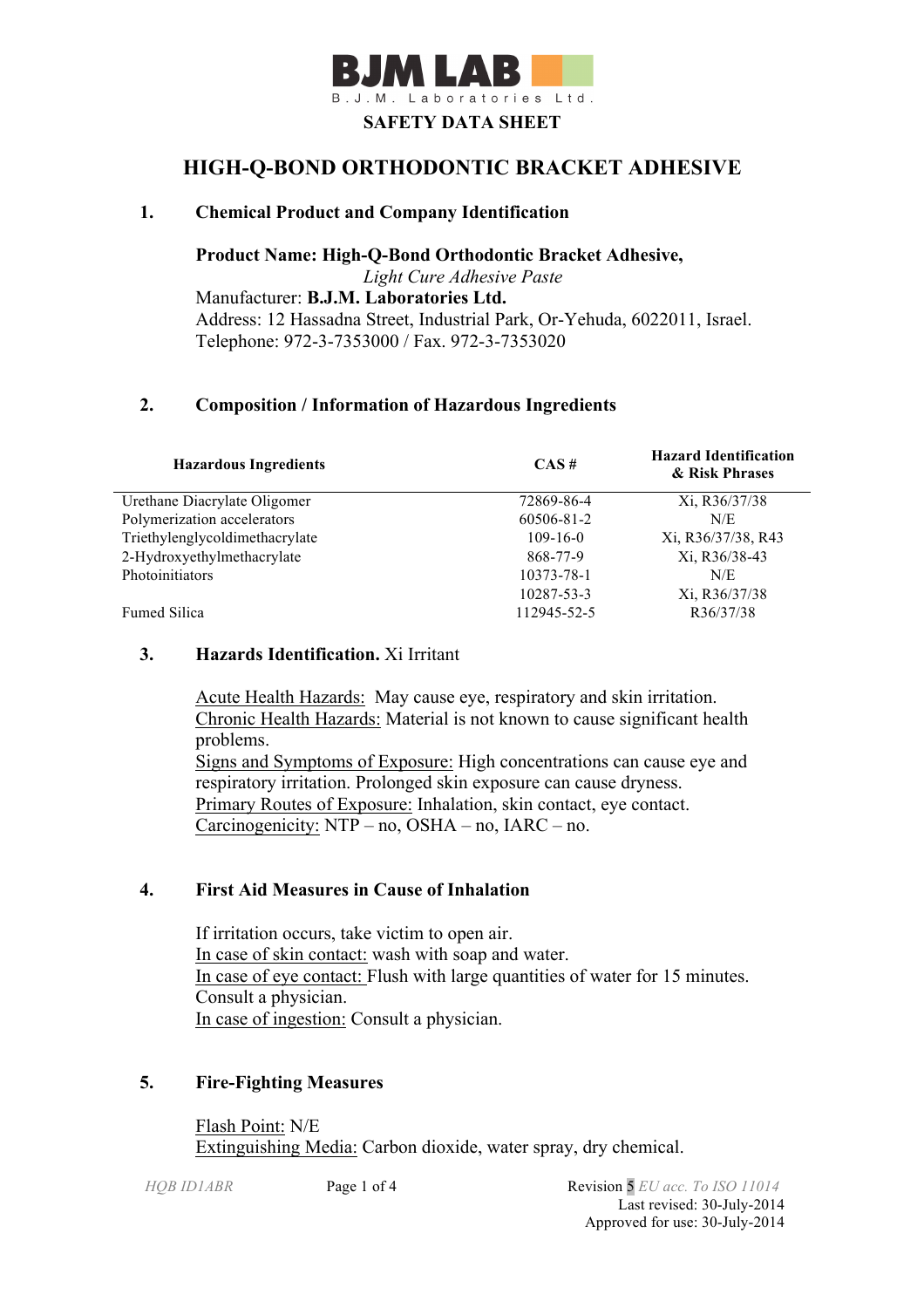**BJM LAB**
B.J.M. Laboratories Ltd.

**SAFETY DATA SHEET**

# HIGH-Q-BOND ORTHODONTIC BRACKET ADHESIVE

## 1. Chemical Product and Company Identification

**Product Name: High-Q-Bond Orthodontic Bracket Adhesive,**
*Light Cure Adhesive Paste*
Manufacturer: **B.J.M. Laboratories Ltd.**
Address: 12 Hassadna Street, Industrial Park, Or-Yehuda, 6022011, Israel.
Telephone: 972-3-7353000 / Fax. 972-3-7353020

## 2. Composition / Information of Hazardous Ingredients

| Hazardous Ingredients | CAS # | Hazard Identification & Risk Phrases |
|---|---|---|
| Urethane Diacrylate Oligomer | 72869-86-4 | Xi, R36/37/38 |
| Polymerization accelerators | 60506-81-2 | N/E |
| Triethylenglycoldimethacrylate | 109-16-0 | Xi, R36/37/38, R43 |
| 2-Hydroxyethylmethacrylate | 868-77-9 | Xi, R36/38-43 |
| Photoinitiators | 10373-78-1 | N/E |
| | 10287-53-3 | Xi, R36/37/38 |
| Fumed Silica | 112945-52-5 | R36/37/38 |

## 3. Hazards Identification. Xi Irritant

Acute Health Hazards: May cause eye, respiratory and skin irritation.
Chronic Health Hazards: Material is not known to cause significant health problems.
Signs and Symptoms of Exposure: High concentrations can cause eye and respiratory irritation. Prolonged skin exposure can cause dryness.
Primary Routes of Exposure: Inhalation, skin contact, eye contact.
Carcinogenicity: NTP – no, OSHA – no, IARC – no.

## 4. First Aid Measures in Cause of Inhalation

If irritation occurs, take victim to open air.
In case of skin contact: wash with soap and water.
In case of eye contact: Flush with large quantities of water for 15 minutes. Consult a physician.
In case of ingestion: Consult a physician.

## 5. Fire-Fighting Measures

Flash Point: N/E
Extinguishing Media: Carbon dioxide, water spray, dry chemical.

HQB ID1ABR — Revision 5 *EU acc. To ISO 11014*
Last revised: 30-July-2014
Approved for use: 30-July-2014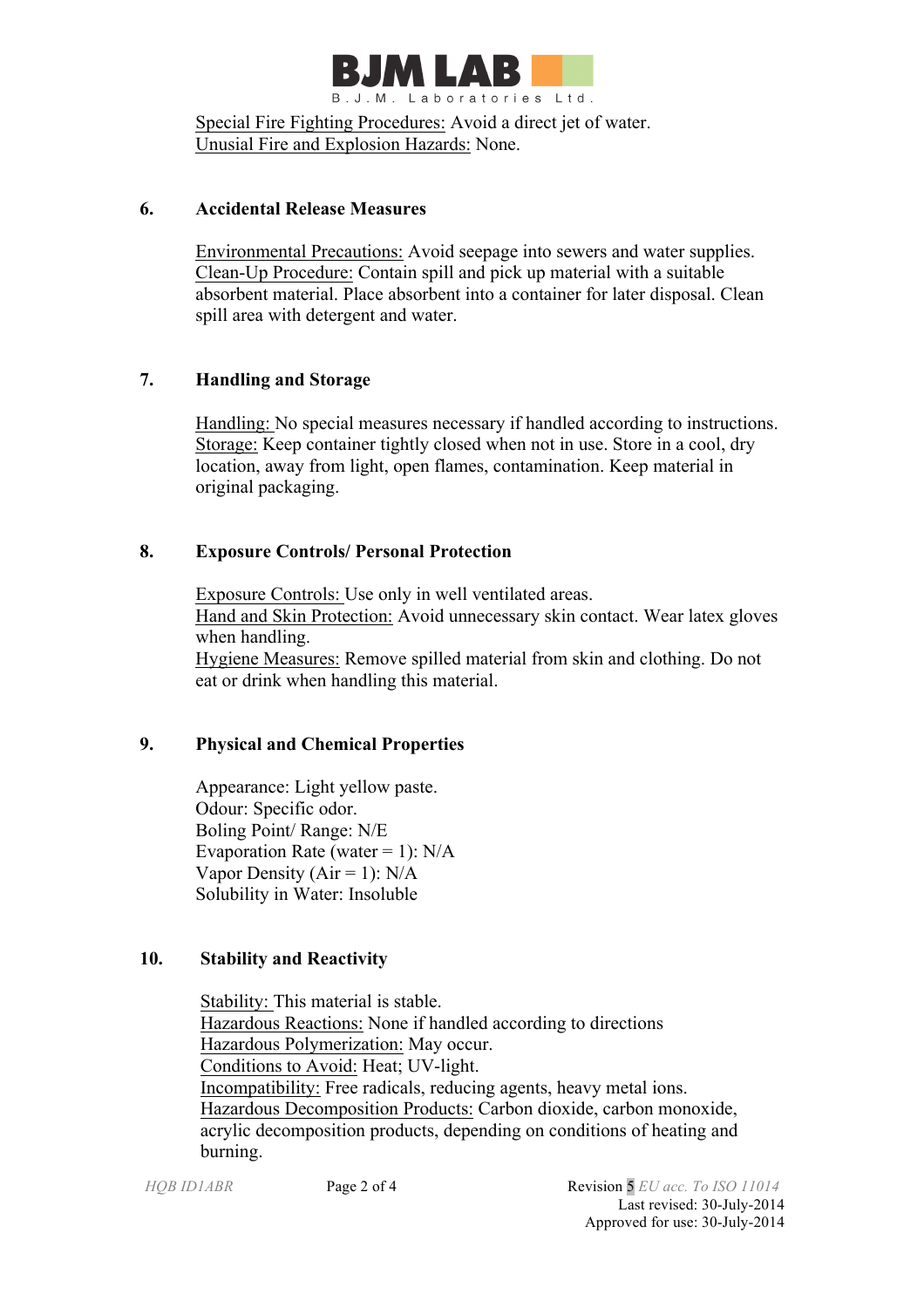Special Fire Fighting Procedures: Avoid a direct jet of water.
Unusial Fire and Explosion Hazards: None.

## 6. Accidental Release Measures

Environmental Precautions: Avoid seepage into sewers and water supplies.
Clean-Up Procedure: Contain spill and pick up material with a suitable absorbent material. Place absorbent into a container for later disposal. Clean spill area with detergent and water.

## 7. Handling and Storage

Handling: No special measures necessary if handled according to instructions.
Storage: Keep container tightly closed when not in use. Store in a cool, dry location, away from light, open flames, contamination. Keep material in original packaging.

## 8. Exposure Controls/ Personal Protection

Exposure Controls: Use only in well ventilated areas.
Hand and Skin Protection: Avoid unnecessary skin contact. Wear latex gloves when handling.
Hygiene Measures: Remove spilled material from skin and clothing. Do not eat or drink when handling this material.

## 9. Physical and Chemical Properties

Appearance: Light yellow paste.
Odour: Specific odor.
Boling Point/ Range: N/E
Evaporation Rate (water = 1): N/A
Vapor Density (Air = 1): N/A
Solubility in Water: Insoluble

## 10. Stability and Reactivity

Stability: This material is stable.
Hazardous Reactions: None if handled according to directions
Hazardous Polymerization: May occur.
Conditions to Avoid: Heat; UV-light.
Incompatibility: Free radicals, reducing agents, heavy metal ions.
Hazardous Decomposition Products: Carbon dioxide, carbon monoxide, acrylic decomposition products, depending on conditions of heating and burning.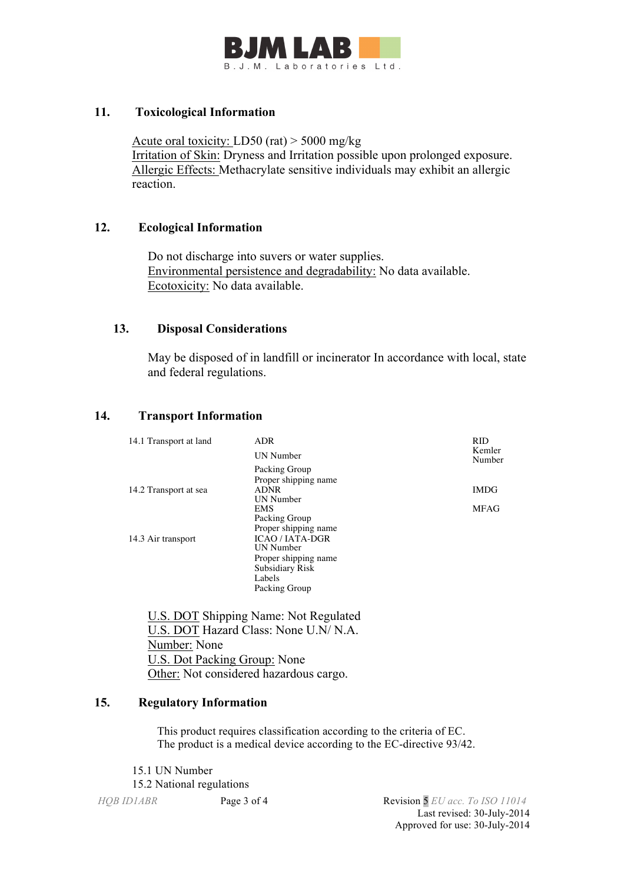## 11. Toxicological Information

Acute oral toxicity: LD50 (rat) > 5000 mg/kg
Irritation of Skin: Dryness and Irritation possible upon prolonged exposure.
Allergic Effects: Methacrylate sensitive individuals may exhibit an allergic reaction.

## 12. Ecological Information

Do not discharge into suvers or water supplies.
Environmental persistence and degradability: No data available.
Ecotoxicity: No data available.

## 13. Disposal Considerations

May be disposed of in landfill or incinerator In accordance with local, state and federal regulations.

## 14. Transport Information

| | | |
|---|---|---|
| 14.1 Transport at land | ADR | RID |
| | UN Number | Kemler Number |
| | Packing Group | |
| | Proper shipping name | |
| 14.2 Transport at sea | ADNR | IMDG |
| | UN Number | |
| | EMS | MFAG |
| | Packing Group | |
| | Proper shipping name | |
| 14.3 Air transport | ICAO / IATA-DGR | |
| | UN Number | |
| | Proper shipping name | |
| | Subsidiary Risk | |
| | Labels | |
| | Packing Group | |

U.S. DOT Shipping Name: Not Regulated
U.S. DOT Hazard Class: None U.N/ N.A.
Number: None
U.S. Dot Packing Group: None
Other: Not considered hazardous cargo.

## 15. Regulatory Information

This product requires classification according to the criteria of EC.
The product is a medical device according to the EC-directive 93/42.

15.1 UN Number
15.2 National regulations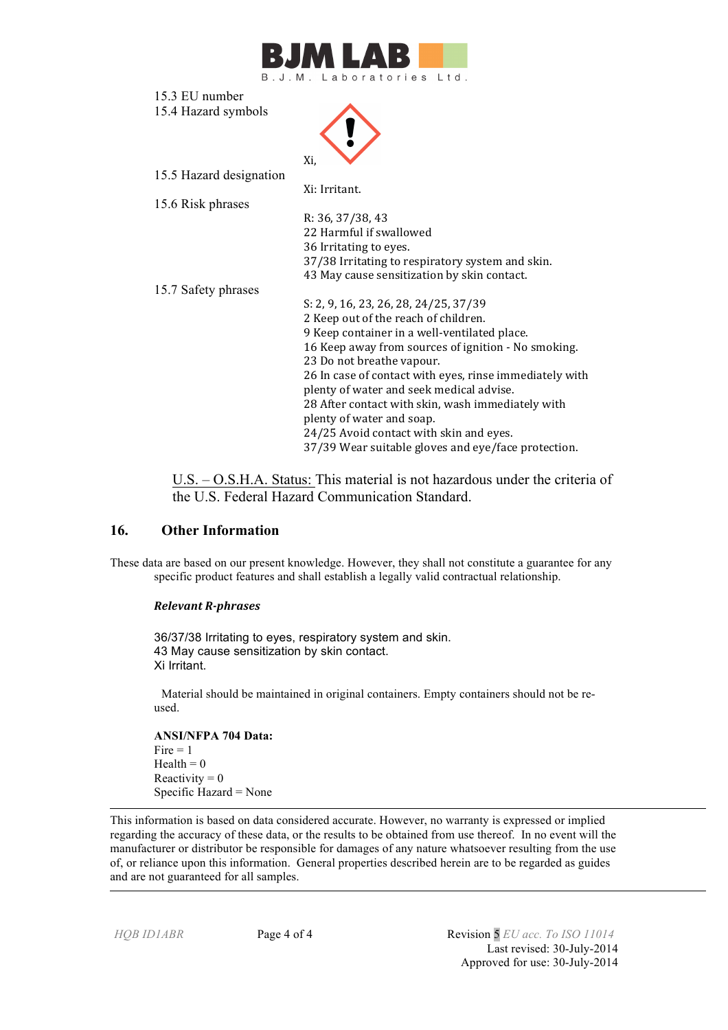15.3 EU number

15.4 Hazard symbols

Xi,

15.5 Hazard designation

Xi: Irritant.

15.6 Risk phrases

R: 36, 37/38, 43
22 Harmful if swallowed
36 Irritating to eyes.
37/38 Irritating to respiratory system and skin.
43 May cause sensitization by skin contact.

15.7 Safety phrases

S: 2, 9, 16, 23, 26, 28, 24/25, 37/39
2 Keep out of the reach of children.
9 Keep container in a well-ventilated place.
16 Keep away from sources of ignition - No smoking.
23 Do not breathe vapour.
26 In case of contact with eyes, rinse immediately with plenty of water and seek medical advise.
28 After contact with skin, wash immediately with plenty of water and soap.
24/25 Avoid contact with skin and eyes.
37/39 Wear suitable gloves and eye/face protection.

U.S. – O.S.H.A. Status: This material is not hazardous under the criteria of the U.S. Federal Hazard Communication Standard.

## 16. Other Information

These data are based on our present knowledge. However, they shall not constitute a guarantee for any specific product features and shall establish a legally valid contractual relationship.

***Relevant R-phrases***

36/37/38 Irritating to eyes, respiratory system and skin.
43 May cause sensitization by skin contact.
Xi Irritant.

Material should be maintained in original containers. Empty containers should not be re-used.

**ANSI/NFPA 704 Data:**
Fire = 1
Health = 0
Reactivity = 0
Specific Hazard = None

This information is based on data considered accurate. However, no warranty is expressed or implied regarding the accuracy of these data, or the results to be obtained from use thereof. In no event will the manufacturer or distributor be responsible for damages of any nature whatsoever resulting from the use of, or reliance upon this information. General properties described herein are to be regarded as guides and are not guaranteed for all samples.

Revision 5 *EU acc. To ISO 11014*
Last revised: 30-July-2014
Approved for use: 30-July-2014